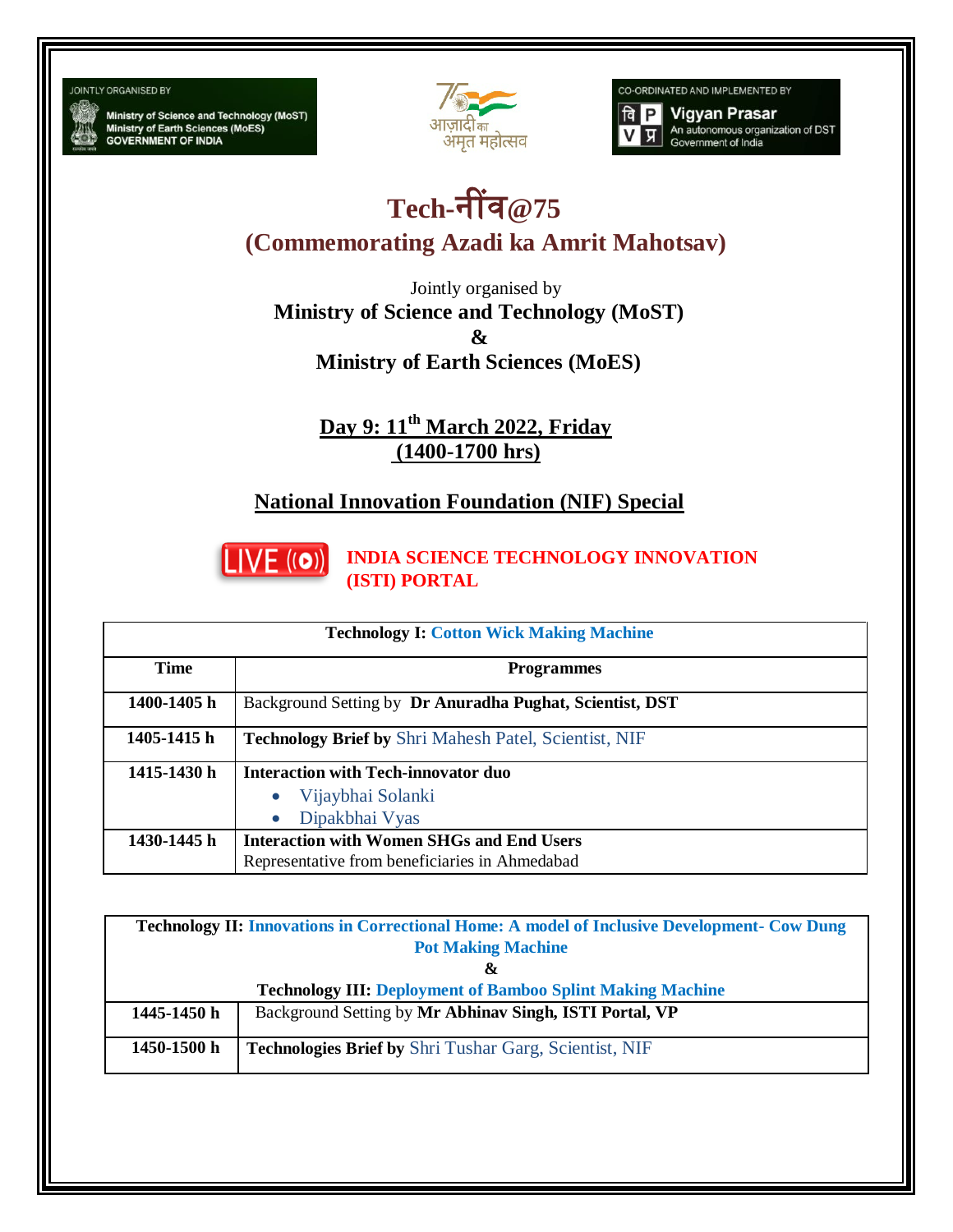JOINTLY ORGANISED BY
Ministry of Science and Technology (MoST)
Ministry of Earth Sciences (MoES)
GOVERNMENT OF INDIA

आज़ादी का अमृत महोत्सव

CO-ORDINATED AND IMPLEMENTED BY
Vigyan Prasar
An autonomous organization of DST
Government of India

# Tech-नींव@75

## (Commemorating Azadi ka Amrit Mahotsav)

Jointly organised by

**Ministry of Science and Technology (MoST)**

**&**

**Ministry of Earth Sciences (MoES)**

## Day 9: 11th March 2022, Friday (1400-1700 hrs)

## National Innovation Foundation (NIF) Special

LIVE **INDIA SCIENCE TECHNOLOGY INNOVATION (ISTI) PORTAL**

| **Technology I: Cotton Wick Making Machine** | |
|---|---|
| **Time** | **Programmes** |
| **1400-1405 h** | Background Setting by **Dr Anuradha Pughat, Scientist, DST** |
| **1405-1415 h** | **Technology Brief by** Shri Mahesh Patel, Scientist, NIF |
| **1415-1430 h** | **Interaction with Tech-innovator duo**<br>• Vijaybhai Solanki<br>• Dipakbhai Vyas |
| **1430-1445 h** | **Interaction with Women SHGs and End Users**<br>Representative from beneficiaries in Ahmedabad |

| **Technology II: Innovations in Correctional Home: A model of Inclusive Development- Cow Dung Pot Making Machine & Technology III: Deployment of Bamboo Splint Making Machine** | |
|---|---|
| **1445-1450 h** | Background Setting by **Mr Abhinav Singh, ISTI Portal, VP** |
| **1450-1500 h** | **Technologies Brief by** Shri Tushar Garg, Scientist, NIF |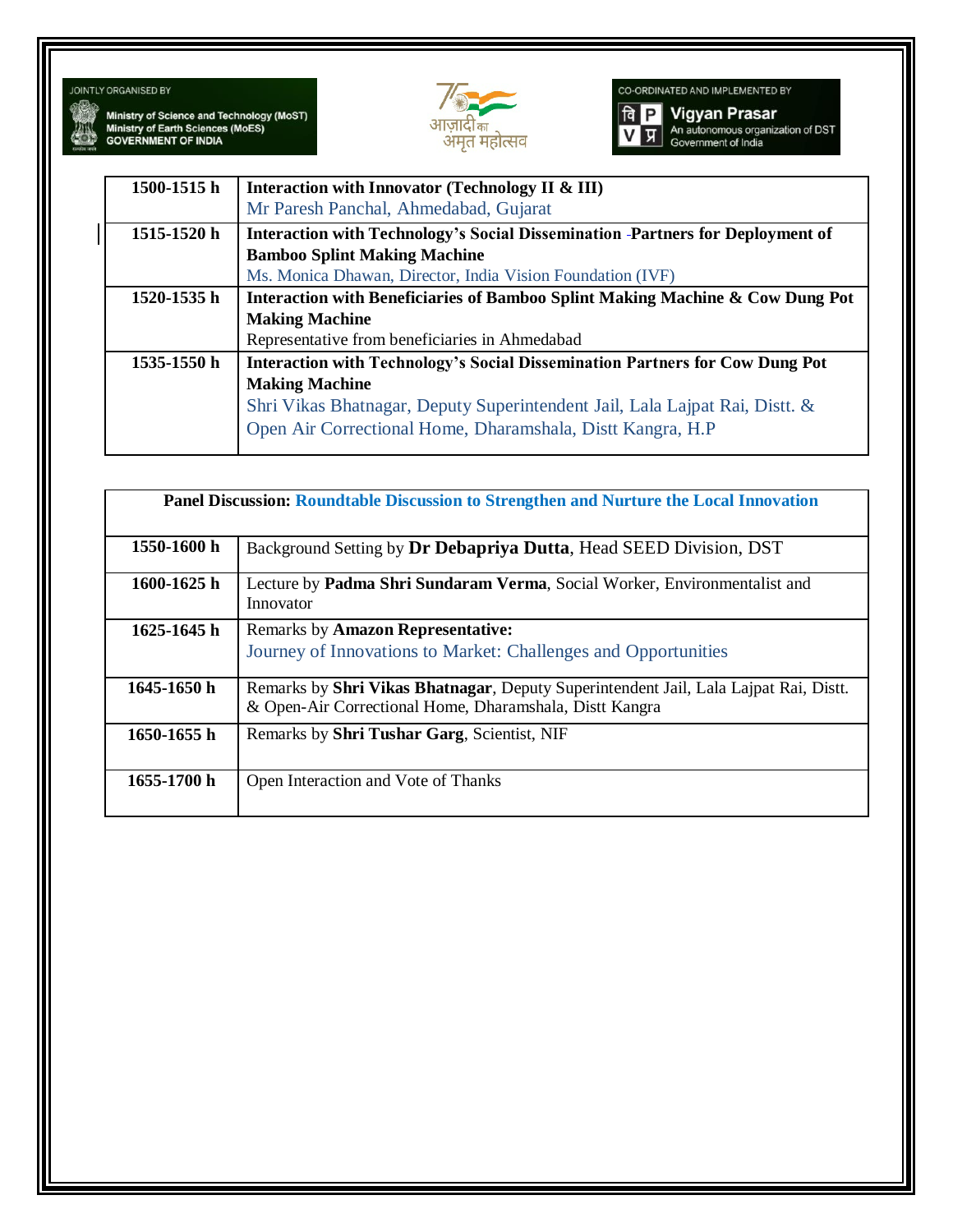JOINTLY ORGANISED BY

Ministry of Science and Technology (MoST)
Ministry of Earth Sciences (MoES)
GOVERNMENT OF INDIA

आज़ादी का अमृत महोत्सव

CO-ORDINATED AND IMPLEMENTED BY

Vigyan Prasar
An autonomous organization of DST
Government of India

| | |
|---|---|
| **1500-1515 h** | **Interaction with Innovator (Technology II & III)**<br>Mr Paresh Panchal, Ahmedabad, Gujarat |
| **1515-1520 h** | **Interaction with Technology's Social Dissemination -Partners for Deployment of Bamboo Splint Making Machine**<br>Ms. Monica Dhawan, Director, India Vision Foundation (IVF) |
| **1520-1535 h** | **Interaction with Beneficiaries of Bamboo Splint Making Machine & Cow Dung Pot Making Machine**<br>Representative from beneficiaries in Ahmedabad |
| **1535-1550 h** | **Interaction with Technology's Social Dissemination Partners for Cow Dung Pot Making Machine**<br>Shri Vikas Bhatnagar, Deputy Superintendent Jail, Lala Lajpat Rai, Distt. & Open Air Correctional Home, Dharamshala, Distt Kangra, H.P |

| **Panel Discussion: Roundtable Discussion to Strengthen and Nurture the Local Innovation** | |
|---|---|
| **1550-1600 h** | Background Setting by **Dr Debapriya Dutta**, Head SEED Division, DST |
| **1600-1625 h** | Lecture by **Padma Shri Sundaram Verma**, Social Worker, Environmentalist and Innovator |
| **1625-1645 h** | Remarks by **Amazon Representative:**<br>Journey of Innovations to Market: Challenges and Opportunities |
| **1645-1650 h** | Remarks by **Shri Vikas Bhatnagar**, Deputy Superintendent Jail, Lala Lajpat Rai, Distt. & Open-Air Correctional Home, Dharamshala, Distt Kangra |
| **1650-1655 h** | Remarks by **Shri Tushar Garg**, Scientist, NIF |
| **1655-1700 h** | Open Interaction and Vote of Thanks |